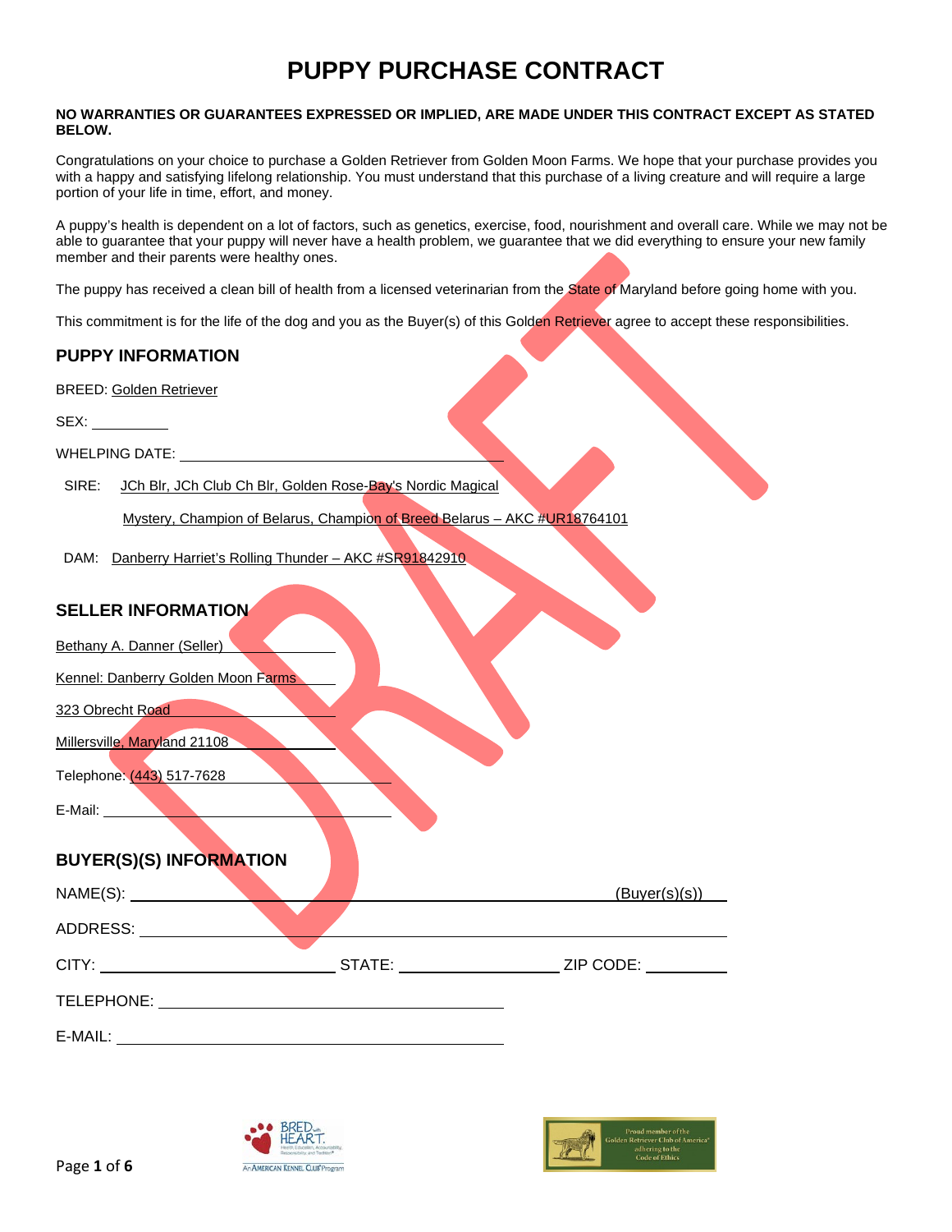# PUPPY PURCHASE CONTRACT

**NO WARRANTIES OR GUARANTEES EXPRESSED OR IMPLIED, ARE MADE UNDER THIS CONTRACT EXCEPT AS STATED BELOW.**

Congratulations on your choice to purchase a Golden Retriever from Golden Moon Farms. We hope that your purchase provides you with a happy and satisfying lifelong relationship. You must understand that this purchase of a living creature and will require a large portion of your life in time, effort, and money.

A puppy's health is dependent on a lot of factors, such as genetics, exercise, food, nourishment and overall care. While we may not be able to guarantee that your puppy will never have a health problem, we guarantee that we did everything to ensure your new family member and their parents were healthy ones.

The puppy has received a clean bill of health from a licensed veterinarian from the State of Maryland before going home with you.

This commitment is for the life of the dog and you as the Buyer(s) of this Golden Retriever agree to accept these responsibilities.

## PUPPY INFORMATION

BREED: Golden Retriever

SEX: __________

WHELPING DATE: ________________________________________

SIRE: JCh Blr, JCh Club Ch Blr, Golden Rose-Bay's Nordic Magical Mystery, Champion of Belarus, Champion of Breed Belarus – AKC #UR18764101

DAM: Danberry Harriet's Rolling Thunder – AKC #SR91842910

## SELLER INFORMATION

Bethany A. Danner (Seller)

Kennel: Danberry Golden Moon Farms

323 Obrecht Road

Millersville, Maryland 21108

Telephone: (443) 517-7628

E-Mail: ____________________________________

## BUYER(S)(S) INFORMATION

NAME(S): ____________________________________________________________ (Buyer(s)(s))

ADDRESS: ____________________________________________________________

CITY: ______________________ STATE: ______________________ ZIP CODE: __________

TELEPHONE: ________________________________________

E-MAIL: ________________________________________

BRED with HEART. Health, Education, Accountability, Responsibility, and Tradition. An AMERICAN KENNEL CLUB Program

Proud member of the Golden Retriever Club of America adhering to the Code of Ethics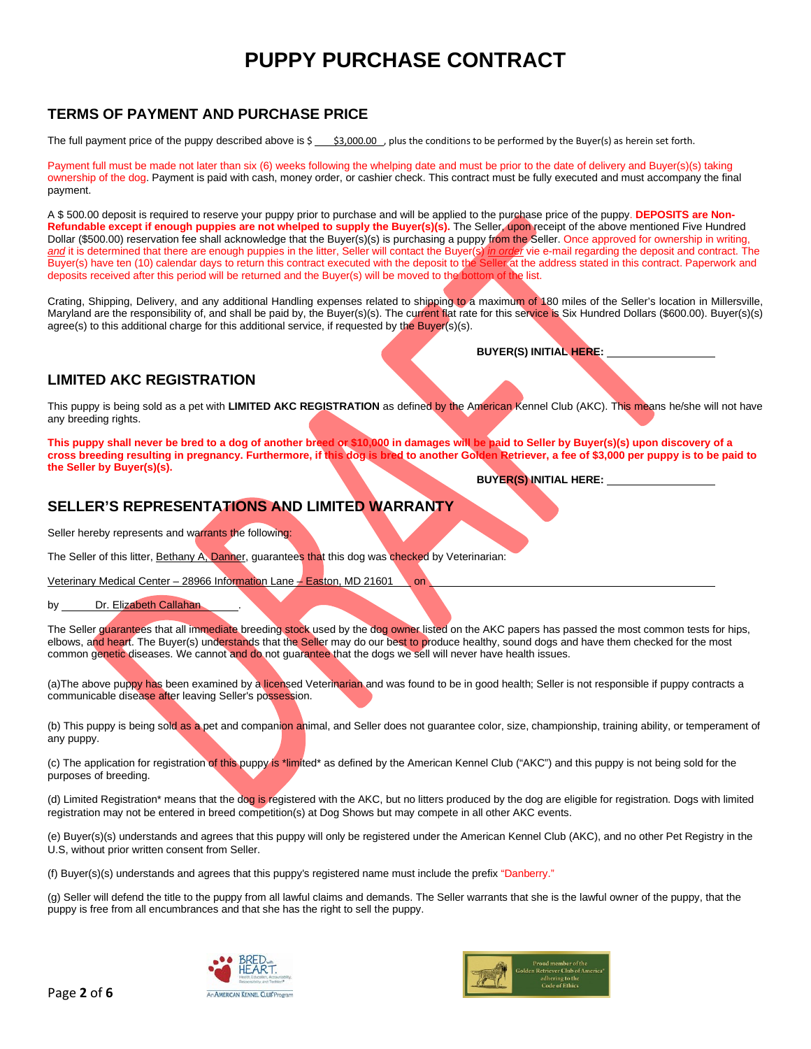# PUPPY PURCHASE CONTRACT

## TERMS OF PAYMENT AND PURCHASE PRICE

The full payment price of the puppy described above is $ \_\_\_$3,000.00\_\_, plus the conditions to be performed by the Buyer(s) as herein set forth.

Payment full must be made not later than six (6) weeks following the whelping date and must be prior to the date of delivery and Buyer(s)(s) taking ownership of the dog. Payment is paid with cash, money order, or cashier check. This contract must be fully executed and must accompany the final payment.

A $ 500.00 deposit is required to reserve your puppy prior to purchase and will be applied to the purchase price of the puppy. **DEPOSITS are Non-Refundable except if enough puppies are not whelped to supply the Buyer(s)(s).** The Seller, upon receipt of the above mentioned Five Hundred Dollar ($500.00) reservation fee shall acknowledge that the Buyer(s)(s) is purchasing a puppy from the Seller. Once approved for ownership in writing, *and* it is determined that there are enough puppies in the litter, Seller will contact the Buyer(s) *in order* vie e-mail regarding the deposit and contract. The Buyer(s) have ten (10) calendar days to return this contract executed with the deposit to the Seller at the address stated in this contract. Paperwork and deposits received after this period will be returned and the Buyer(s) will be moved to the bottom of the list.

Crating, Shipping, Delivery, and any additional Handling expenses related to shipping to a maximum of 180 miles of the Seller's location in Millersville, Maryland are the responsibility of, and shall be paid by, the Buyer(s)(s). The current flat rate for this service is Six Hundred Dollars ($600.00). Buyer(s)(s) agree(s) to this additional charge for this additional service, if requested by the Buyer(s)(s).

**BUYER(S) INITIAL HERE:** \_\_\_\_\_\_\_\_\_\_\_\_\_\_\_\_\_\_

## LIMITED AKC REGISTRATION

This puppy is being sold as a pet with **LIMITED AKC REGISTRATION** as defined by the American Kennel Club (AKC). This means he/she will not have any breeding rights.

**This puppy shall never be bred to a dog of another breed or $10,000 in damages will be paid to Seller by Buyer(s)(s) upon discovery of a cross breeding resulting in pregnancy. Furthermore, if this dog is bred to another Golden Retriever, a fee of $3,000 per puppy is to be paid to the Seller by Buyer(s)(s).**

**BUYER(S) INITIAL HERE:** \_\_\_\_\_\_\_\_\_\_\_\_\_\_\_\_\_\_

## SELLER'S REPRESENTATIONS AND LIMITED WARRANTY

Seller hereby represents and warrants the following:

The Seller of this litter, Bethany A. Danner, guarantees that this dog was checked by Veterinarian:

Veterinary Medical Center – 28966 Information Lane – Easton, MD 21601 on \_\_\_\_\_\_\_\_\_\_\_\_\_\_\_\_\_\_\_\_\_\_\_\_\_\_\_\_\_\_\_\_\_\_\_\_

by \_\_\_\_Dr. Elizabeth Callahan\_\_\_\_.

The Seller guarantees that all immediate breeding stock used by the dog owner listed on the AKC papers has passed the most common tests for hips, elbows, and heart. The Buyer(s) understands that the Seller may do our best to produce healthy, sound dogs and have them checked for the most common genetic diseases. We cannot and do not guarantee that the dogs we sell will never have health issues.

(a)The above puppy has been examined by a licensed Veterinarian and was found to be in good health; Seller is not responsible if puppy contracts a communicable disease after leaving Seller's possession.

(b) This puppy is being sold as a pet and companion animal, and Seller does not guarantee color, size, championship, training ability, or temperament of any puppy.

(c) The application for registration of this puppy is *limited* as defined by the American Kennel Club ("AKC") and this puppy is not being sold for the purposes of breeding.

(d) Limited Registration* means that the dog is registered with the AKC, but no litters produced by the dog are eligible for registration. Dogs with limited registration may not be entered in breed competition(s) at Dog Shows but may compete in all other AKC events.

(e) Buyer(s)(s) understands and agrees that this puppy will only be registered under the American Kennel Club (AKC), and no other Pet Registry in the U.S, without prior written consent from Seller.

(f) Buyer(s)(s) understands and agrees that this puppy's registered name must include the prefix "Danberry."

(g) Seller will defend the title to the puppy from all lawful claims and demands. The Seller warrants that she is the lawful owner of the puppy, that the puppy is free from all encumbrances and that she has the right to sell the puppy.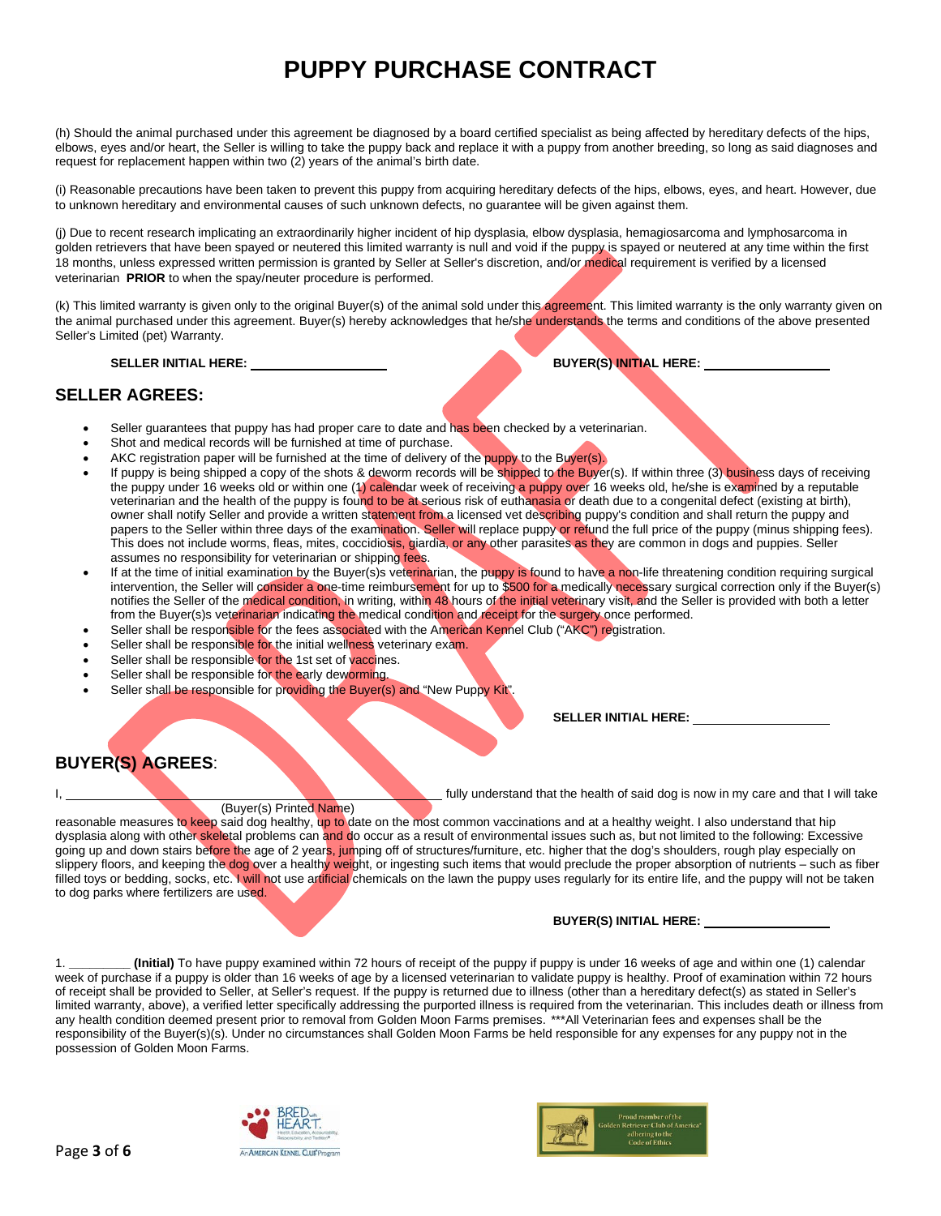# PUPPY PURCHASE CONTRACT

(h) Should the animal purchased under this agreement be diagnosed by a board certified specialist as being affected by hereditary defects of the hips, elbows, eyes and/or heart, the Seller is willing to take the puppy back and replace it with a puppy from another breeding, so long as said diagnoses and request for replacement happen within two (2) years of the animal's birth date.

(i) Reasonable precautions have been taken to prevent this puppy from acquiring hereditary defects of the hips, elbows, eyes, and heart. However, due to unknown hereditary and environmental causes of such unknown defects, no guarantee will be given against them.

(j) Due to recent research implicating an extraordinarily higher incident of hip dysplasia, elbow dysplasia, hemagiosarcoma and lymphosarcoma in golden retrievers that have been spayed or neutered this limited warranty is null and void if the puppy is spayed or neutered at any time within the first 18 months, unless expressed written permission is granted by Seller at Seller's discretion, and/or medical requirement is verified by a licensed veterinarian **PRIOR** to when the spay/neuter procedure is performed.

(k) This limited warranty is given only to the original Buyer(s) of the animal sold under this agreement. This limited warranty is the only warranty given on the animal purchased under this agreement. Buyer(s) hereby acknowledges that he/she understands the terms and conditions of the above presented Seller's Limited (pet) Warranty.

**SELLER INITIAL HERE:** ______________ **BUYER(S) INITIAL HERE:** ______________

## SELLER AGREES:

- Seller guarantees that puppy has had proper care to date and has been checked by a veterinarian.
- Shot and medical records will be furnished at time of purchase.
- AKC registration paper will be furnished at the time of delivery of the puppy to the Buyer(s).
- If puppy is being shipped a copy of the shots & deworm records will be shipped to the Buyer(s). If within three (3) business days of receiving the puppy under 16 weeks old or within one (1) calendar week of receiving a puppy over 16 weeks old, he/she is examined by a reputable veterinarian and the health of the puppy is found to be at serious risk of euthanasia or death due to a congenital defect (existing at birth), owner shall notify Seller and provide a written statement from a licensed vet describing puppy's condition and shall return the puppy and papers to the Seller within three days of the examination. Seller will replace puppy or refund the full price of the puppy (minus shipping fees). This does not include worms, fleas, mites, coccidiosis, giardia, or any other parasites as they are common in dogs and puppies. Seller assumes no responsibility for veterinarian or shipping fees.
- If at the time of initial examination by the Buyer(s)s veterinarian, the puppy is found to have a non-life threatening condition requiring surgical intervention, the Seller will consider a one-time reimbursement for up to $500 for a medically necessary surgical correction only if the Buyer(s) notifies the Seller of the medical condition, in writing, within 48 hours of the initial veterinary visit, and the Seller is provided with both a letter from the Buyer(s)s veterinarian indicating the medical condition and receipt for the surgery once performed.
- Seller shall be responsible for the fees associated with the American Kennel Club ("AKC") registration.
- Seller shall be responsible for the initial wellness veterinary exam.
- Seller shall be responsible for the 1st set of vaccines.
- Seller shall be responsible for the early deworming.
- Seller shall be responsible for providing the Buyer(s) and "New Puppy Kit".

**SELLER INITIAL HERE:** ______________

## BUYER(S) AGREES:

I, ________________________________________ fully understand that the health of said dog is now in my care and that I will take
(Buyer(s) Printed Name)
reasonable measures to keep said dog healthy, up to date on the most common vaccinations and at a healthy weight. I also understand that hip dysplasia along with other skeletal problems can and do occur as a result of environmental issues such as, but not limited to the following: Excessive going up and down stairs before the age of 2 years, jumping off of structures/furniture, etc. higher that the dog's shoulders, rough play especially on slippery floors, and keeping the dog over a healthy weight, or ingesting such items that would preclude the proper absorption of nutrients – such as fiber filled toys or bedding, socks, etc. I will not use artificial chemicals on the lawn the puppy uses regularly for its entire life, and the puppy will not be taken to dog parks where fertilizers are used.

**BUYER(S) INITIAL HERE:** ______________

1. ________ **(Initial)** To have puppy examined within 72 hours of receipt of the puppy if puppy is under 16 weeks of age and within one (1) calendar week of purchase if a puppy is older than 16 weeks of age by a licensed veterinarian to validate puppy is healthy. Proof of examination within 72 hours of receipt shall be provided to Seller, at Seller's request. If the puppy is returned due to illness (other than a hereditary defect(s) as stated in Seller's limited warranty, above), a verified letter specifically addressing the purported illness is required from the veterinarian. This includes death or illness from any health condition deemed present prior to removal from Golden Moon Farms premises. ***All Veterinarian fees and expenses shall be the responsibility of the Buyer(s)(s). Under no circumstances shall Golden Moon Farms be held responsible for any expenses for any puppy not in the possession of Golden Moon Farms.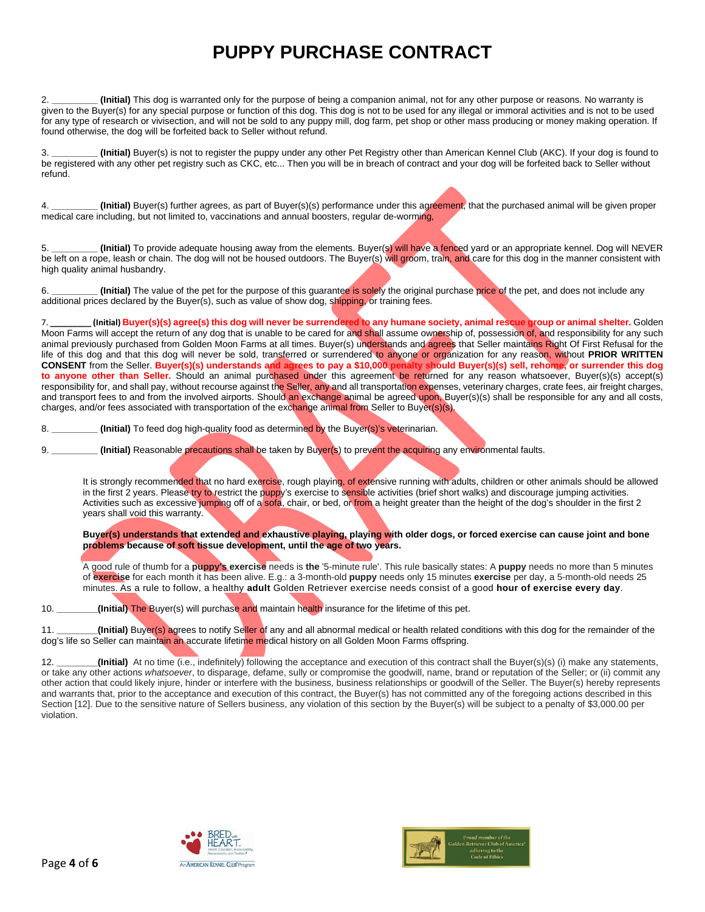# PUPPY PURCHASE CONTRACT

2. _________ **(Initial)** This dog is warranted only for the purpose of being a companion animal, not for any other purpose or reasons. No warranty is given to the Buyer(s) for any special purpose or function of this dog. This dog is not to be used for any illegal or immoral activities and is not to be used for any type of research or vivisection, and will not be sold to any puppy mill, dog farm, pet shop or other mass producing or money making operation. If found otherwise, the dog will be forfeited back to Seller without refund.

3. _________ **(Initial)** Buyer(s) is not to register the puppy under any other Pet Registry other than American Kennel Club (AKC). If your dog is found to be registered with any other pet registry such as CKC, etc... Then you will be in breach of contract and your dog will be forfeited back to Seller without refund.

4. _________ **(Initial)** Buyer(s) further agrees, as part of Buyer(s)(s) performance under this agreement, that the purchased animal will be given proper medical care including, but not limited to, vaccinations and annual boosters, regular de-worming,

5. _________ **(Initial)** To provide adequate housing away from the elements. Buyer(s) will have a fenced yard or an appropriate kennel. Dog will NEVER be left on a rope, leash or chain. The dog will not be housed outdoors. The Buyer(s) will groom, train, and care for this dog in the manner consistent with high quality animal husbandry.

6. _________ **(Initial)** The value of the pet for the purpose of this guarantee is solely the original purchase price of the pet, and does not include any additional prices declared by the Buyer(s), such as value of show dog, shipping, or training fees.

7. _________ **(Initial) Buyer(s)(s) agree(s) this dog will never be surrendered to any humane society, animal rescue group or animal shelter.** Golden Moon Farms will accept the return of any dog that is unable to be cared for and shall assume ownership of, possession of, and responsibility for any such animal previously purchased from Golden Moon Farms at all times. Buyer(s) understands and agrees that Seller maintains Right Of First Refusal for the life of this dog and that this dog will never be sold, transferred or surrendered to anyone or organization for any reason, without **PRIOR WRITTEN CONSENT** from the Seller. **Buyer(s)(s) understands and agrees to pay a $10,000 penalty should Buyer(s)(s) sell, rehome, or surrender this dog to anyone other than Seller.** Should an animal purchased under this agreement be returned for any reason whatsoever, Buyer(s)(s) accept(s) responsibility for, and shall pay, without recourse against the Seller, any and all transportation expenses, veterinary charges, crate fees, air freight charges, and transport fees to and from the involved airports. Should an exchange animal be agreed upon, Buyer(s)(s) shall be responsible for any and all costs, charges, and/or fees associated with transportation of the exchange animal from Seller to Buyer(s)(s).

8. _________ **(Initial)** To feed dog high-quality food as determined by the Buyer(s)'s veterinarian.

9. _________ **(Initial)** Reasonable precautions shall be taken by Buyer(s) to prevent the acquiring any environmental faults.

It is strongly recommended that no hard exercise, rough playing, of extensive running with adults, children or other animals should be allowed in the first 2 years. Please try to restrict the puppy's exercise to sensible activities (brief short walks) and discourage jumping activities. Activities such as excessive jumping off of a sofa, chair, or bed, or from a height greater than the height of the dog's shoulder in the first 2 years shall void this warranty.

**Buyer(s) understands that extended and exhaustive playing, playing with older dogs, or forced exercise can cause joint and bone problems because of soft tissue development, until the age of two years.**

A good rule of thumb for a **puppy's exercise** needs is **the** '5-minute rule'. This rule basically states: A **puppy** needs no more than 5 minutes of **exercise** for each month it has been alive. E.g.: a 3-month-old **puppy** needs only 15 minutes **exercise** per day, a 5-month-old needs 25 minutes. As a rule to follow, a healthy **adult** Golden Retriever exercise needs consist of a good **hour of exercise every day**.

10. ________**(Initial)** The Buyer(s) will purchase and maintain health insurance for the lifetime of this pet.

11. ________**(Initial)** Buyer(s) agrees to notify Seller of any and all abnormal medical or health related conditions with this dog for the remainder of the dog's life so Seller can maintain an accurate lifetime medical history on all Golden Moon Farms offspring.

12. ________**(Initial)** At no time (i.e., indefinitely) following the acceptance and execution of this contract shall the Buyer(s)(s) (i) make any statements, or take any other actions *whatsoever*, to disparage, defame, sully or compromise the goodwill, name, brand or reputation of the Seller; or (ii) commit any other action that could likely injure, hinder or interfere with the business, business relationships or goodwill of the Seller. The Buyer(s) hereby represents and warrants that, prior to the acceptance and execution of this contract, the Buyer(s) has not committed any of the foregoing actions described in this Section [12]. Due to the sensitive nature of Sellers business, any violation of this section by the Buyer(s) will be subject to a penalty of $3,000.00 per violation.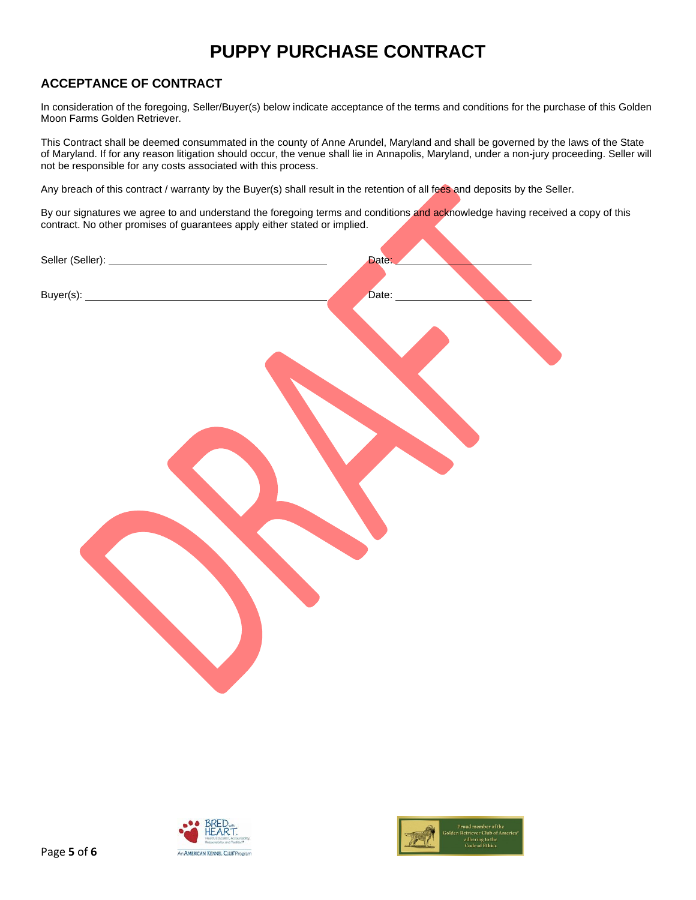# PUPPY PURCHASE CONTRACT

## ACCEPTANCE OF CONTRACT

In consideration of the foregoing, Seller/Buyer(s) below indicate acceptance of the terms and conditions for the purchase of this Golden Moon Farms Golden Retriever.

This Contract shall be deemed consummated in the county of Anne Arundel, Maryland and shall be governed by the laws of the State of Maryland. If for any reason litigation should occur, the venue shall lie in Annapolis, Maryland, under a non-jury proceeding. Seller will not be responsible for any costs associated with this process.

Any breach of this contract / warranty by the Buyer(s) shall result in the retention of all fees and deposits by the Seller.

By our signatures we agree to and understand the foregoing terms and conditions and acknowledge having received a copy of this contract. No other promises of guarantees apply either stated or implied.

Seller (Seller): ______________________________ Date: ____________________

Buyer(s): ______________________________ Date: ____________________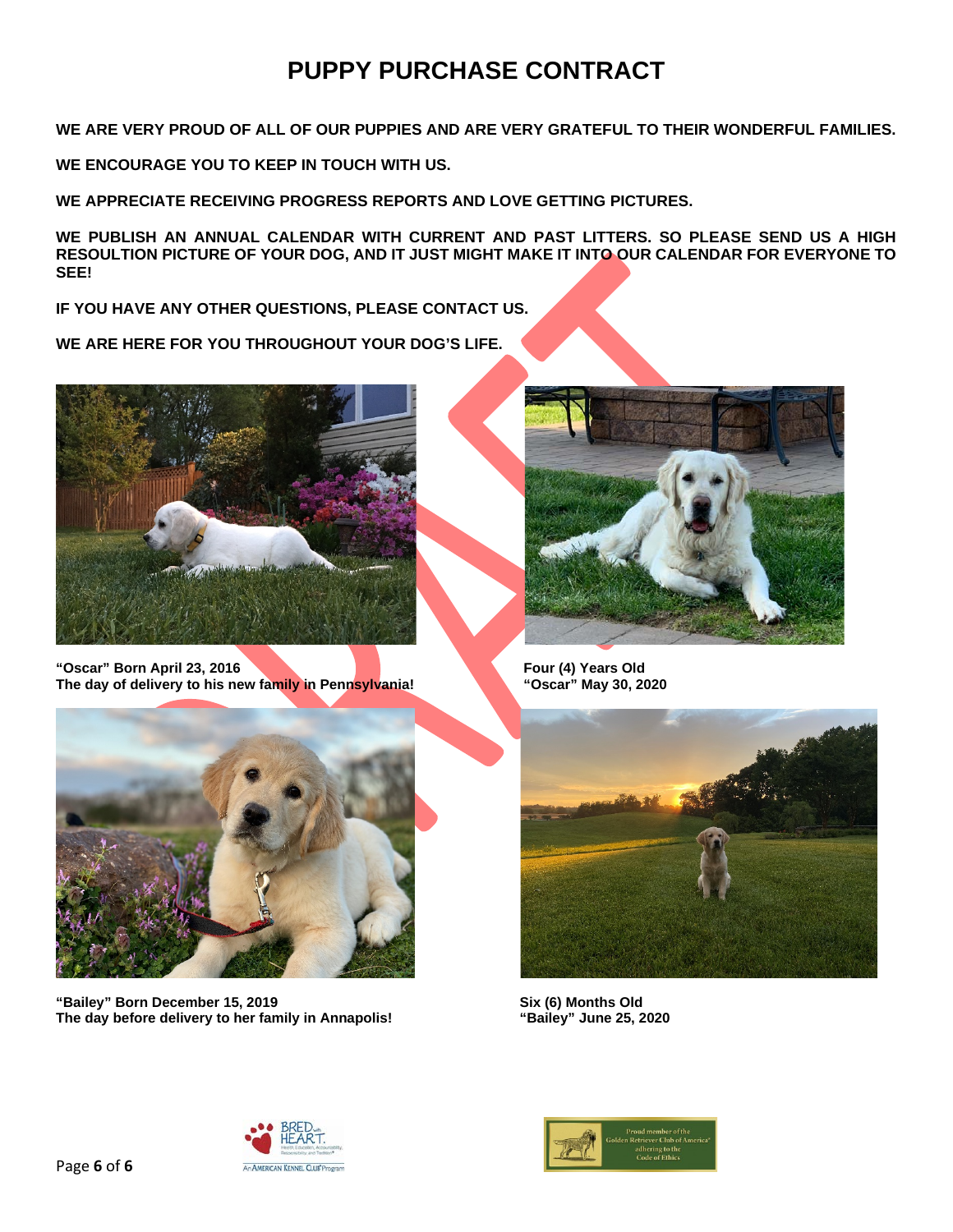# PUPPY PURCHASE CONTRACT

**WE ARE VERY PROUD OF ALL OF OUR PUPPIES AND ARE VERY GRATEFUL TO THEIR WONDERFUL FAMILIES.**

**WE ENCOURAGE YOU TO KEEP IN TOUCH WITH US.**

**WE APPRECIATE RECEIVING PROGRESS REPORTS AND LOVE GETTING PICTURES.**

**WE PUBLISH AN ANNUAL CALENDAR WITH CURRENT AND PAST LITTERS. SO PLEASE SEND US A HIGH RESOULTION PICTURE OF YOUR DOG, AND IT JUST MIGHT MAKE IT INTO OUR CALENDAR FOR EVERYONE TO SEE!**

**IF YOU HAVE ANY OTHER QUESTIONS, PLEASE CONTACT US.**

**WE ARE HERE FOR YOU THROUGHOUT YOUR DOG'S LIFE.**

**"Oscar" Born April 23, 2016**
**The day of delivery to his new family in Pennsylvania!**

**Four (4) Years Old**
**"Oscar" May 30, 2020**

**"Bailey" Born December 15, 2019**
**The day before delivery to her family in Annapolis!**

**Six (6) Months Old**
**"Bailey" June 25, 2020**

BRED with HEART. Health, Education, Accountability, Responsibility, and Tradition. An AMERICAN KENNEL CLUB Program

Proud member of the Golden Retriever Club of America adhering to the Code of Ethics